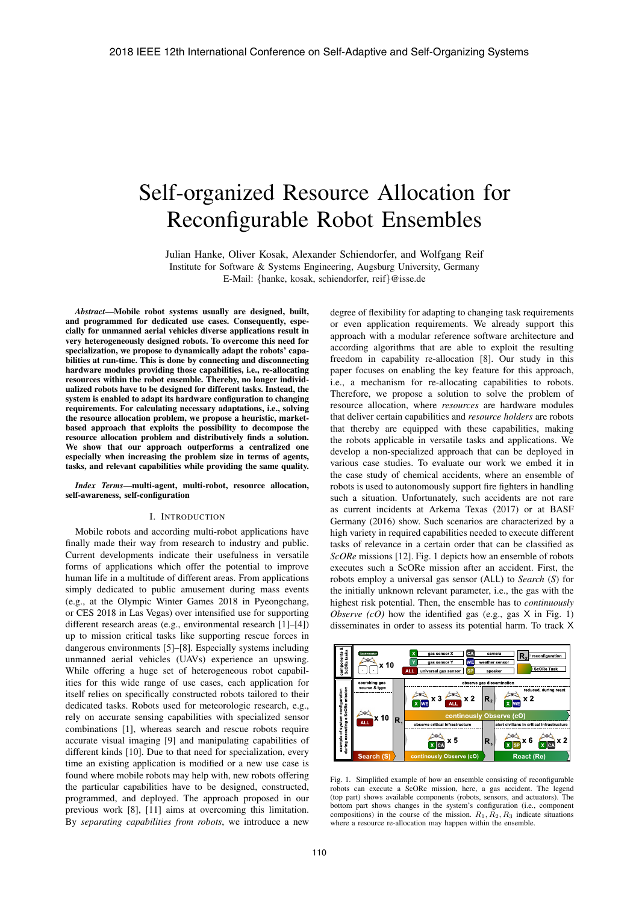# Self-organized Resource Allocation for Reconfigurable Robot Ensembles

Julian Hanke, Oliver Kosak, Alexander Schiendorfer, and Wolfgang Reif
Institute for Software & Systems Engineering, Augsburg University, Germany
E-Mail: {hanke, kosak, schiendorfer, reif}@isse.de

***Abstract*—Mobile robot systems usually are designed, built, and programmed for dedicated use cases. Consequently, especially for unmanned aerial vehicles diverse applications result in very heterogeneously designed robots. To overcome this need for specialization, we propose to dynamically adapt the robots' capabilities at run-time. This is done by connecting and disconnecting hardware modules providing those capabilities, i.e., re-allocating resources within the robot ensemble. Thereby, no longer individualized robots have to be designed for different tasks. Instead, the system is enabled to adapt its hardware configuration to changing requirements. For calculating necessary adaptations, i.e., solving the resource allocation problem, we propose a heuristic, market-based approach that exploits the possibility to decompose the resource allocation problem and distributively finds a solution. We show that our approach outperforms a centralized one especially when increasing the problem size in terms of agents, tasks, and relevant capabilities while providing the same quality.**

***Index Terms*—multi-agent, multi-robot, resource allocation, self-awareness, self-configuration**

## I. Introduction

Mobile robots and according multi-robot applications have finally made their way from research to industry and public. Current developments indicate their usefulness in versatile forms of applications which offer the potential to improve human life in a multitude of different areas. From applications simply dedicated to public amusement during mass events (e.g., at the Olympic Winter Games 2018 in Pyeongchang, or CES 2018 in Las Vegas) over intensified use for supporting different research areas (e.g., environmental research [1]–[4]) up to mission critical tasks like supporting rescue forces in dangerous environments [5]–[8]. Especially systems including unmanned aerial vehicles (UAVs) experience an upswing. While offering a huge set of heterogeneous robot capabilities for this wide range of use cases, each application for itself relies on specifically constructed robots tailored to their dedicated tasks. Robots used for meteorologic research, e.g., rely on accurate sensing capabilities with specialized sensor combinations [1], whereas search and rescue robots require accurate visual imaging [9] and manipulating capabilities of different kinds [10]. Due to that need for specialization, every time an existing application is modified or a new use case is found where mobile robots may help with, new robots offering the particular capabilities have to be designed, constructed, programmed, and deployed. The approach proposed in our previous work [8], [11] aims at overcoming this limitation. By *separating capabilities from robots*, we introduce a new degree of flexibility for adapting to changing task requirements or even application requirements. We already support this approach with a modular reference software architecture and according algorithms that are able to exploit the resulting freedom in capability re-allocation [8]. Our study in this paper focuses on enabling the key feature for this approach, i.e., a mechanism for re-allocating capabilities to robots. Therefore, we propose a solution to the problem of resource allocation, where *resources* are hardware modules that deliver certain capabilities and *resource holders* are robots that thereby are equipped with these capabilities, making the robots applicable in versatile tasks and applications. We develop a non-specialized approach that can be deployed in various case studies. To evaluate our work we embed it in the case study of chemical accidents, where an ensemble of robots is used to autonomously support fire fighters in handling such a situation. Unfortunately, such accidents are not rare as current incidents at Arkema Texas (2017) or at BASF Germany (2016) show. Such scenarios are characterized by a high variety in required capabilities needed to execute different tasks of relevance in a certain order that can be classified as *ScORe* missions [12]. Fig. 1 depicts how an ensemble of robots executes such a ScORe mission after an accident. First, the robots employ a universal gas sensor (ALL) to *Search* (*S*) for the initially unknown relevant parameter, i.e., the gas with the highest risk potential. Then, the ensemble has to *continuously Observe (cO)* how the identified gas (e.g., gas X in Fig. 1) disseminates in order to assess its potential harm. To track X

Fig. 1. Simplified example of how an ensemble consisting of reconfigurable robots can execute a ScORe mission, here, a gas accident. The legend (top part) shows available components (robots, sensors, and actuators). The bottom part shows changes in the system's configuration (i.e., component compositions) in the course of the mission. $R_1, R_2, R_3$ indicate situations where a resource re-allocation may happen within the ensemble.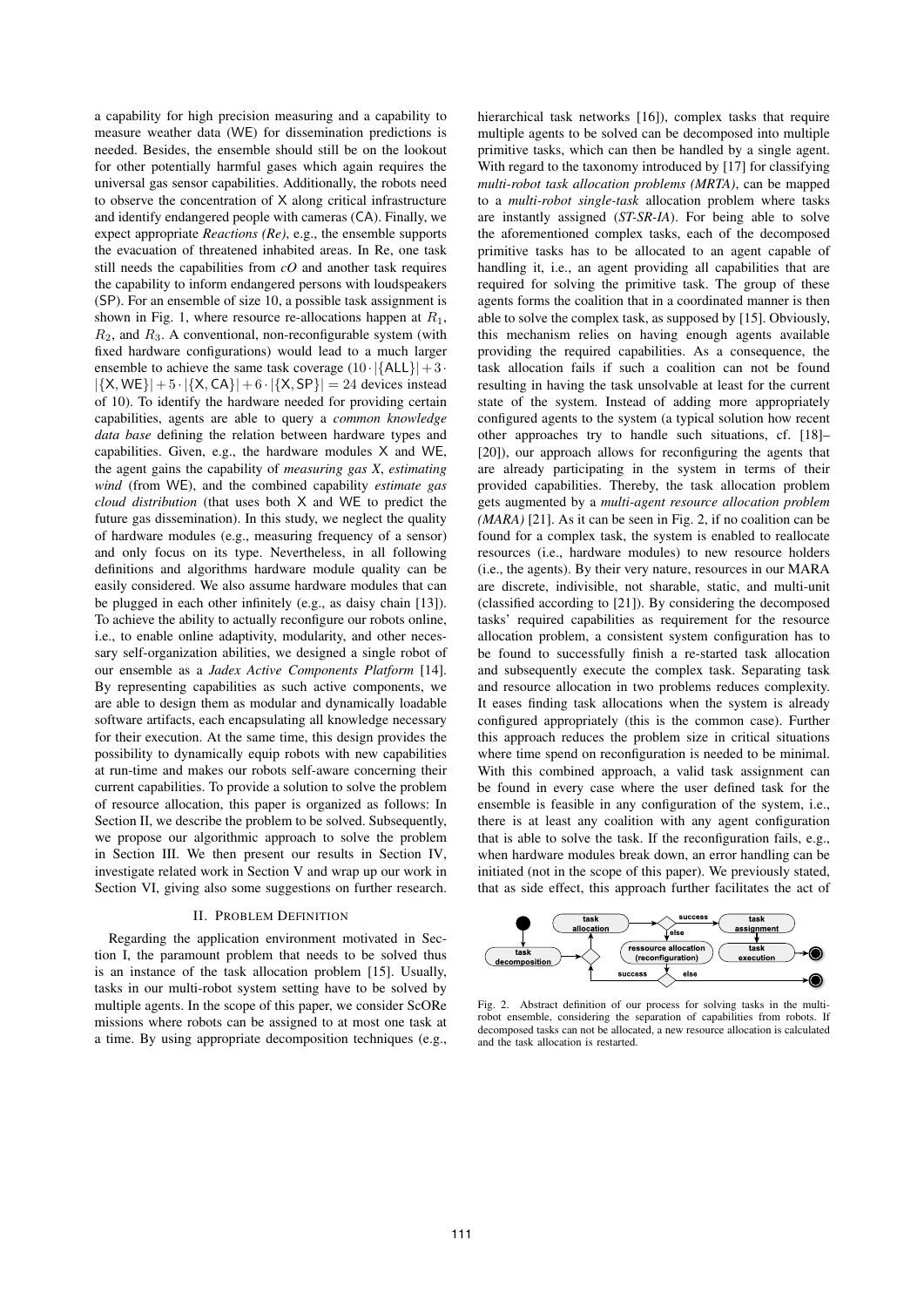a capability for high precision measuring and a capability to measure weather data (WE) for dissemination predictions is needed. Besides, the ensemble should still be on the lookout for other potentially harmful gases which again requires the universal gas sensor capabilities. Additionally, the robots need to observe the concentration of X along critical infrastructure and identify endangered people with cameras (CA). Finally, we expect appropriate *Reactions (Re)*, e.g., the ensemble supports the evacuation of threatened inhabited areas. In Re, one task still needs the capabilities from *cO* and another task requires the capability to inform endangered persons with loudspeakers (SP). For an ensemble of size 10, a possible task assignment is shown in Fig. 1, where resource re-allocations happen at $R_1$, $R_2$, and $R_3$. A conventional, non-reconfigurable system (with fixed hardware configurations) would lead to a much larger ensemble to achieve the same task coverage ($10 \cdot |\{\mathsf{ALL}\}| + 3 \cdot |\{\mathsf{X}, \mathsf{WE}\}| + 5 \cdot |\{\mathsf{X}, \mathsf{CA}\}| + 6 \cdot |\{\mathsf{X}, \mathsf{SP}\}| = 24$ devices instead of 10). To identify the hardware needed for providing certain capabilities, agents are able to query a *common knowledge data base* defining the relation between hardware types and capabilities. Given, e.g., the hardware modules X and WE, the agent gains the capability of *measuring gas X*, *estimating wind* (from WE), and the combined capability *estimate gas cloud distribution* (that uses both X and WE to predict the future gas dissemination). In this study, we neglect the quality of hardware modules (e.g., measuring frequency of a sensor) and only focus on its type. Nevertheless, in all following definitions and algorithms hardware module quality can be easily considered. We also assume hardware modules that can be plugged in each other infinitely (e.g., as daisy chain [13]). To achieve the ability to actually reconfigure our robots online, i.e., to enable online adaptivity, modularity, and other necessary self-organization abilities, we designed a single robot of our ensemble as a *Jadex Active Components Platform* [14]. By representing capabilities as such active components, we are able to design them as modular and dynamically loadable software artifacts, each encapsulating all knowledge necessary for their execution. At the same time, this design provides the possibility to dynamically equip robots with new capabilities at run-time and makes our robots self-aware concerning their current capabilities. To provide a solution to solve the problem of resource allocation, this paper is organized as follows: In Section II, we describe the problem to be solved. Subsequently, we propose our algorithmic approach to solve the problem in Section III. We then present our results in Section IV, investigate related work in Section V and wrap up our work in Section VI, giving also some suggestions on further research.

## II. Problem Definition

Regarding the application environment motivated in Section I, the paramount problem that needs to be solved thus is an instance of the task allocation problem [15]. Usually, tasks in our multi-robot system setting have to be solved by multiple agents. In the scope of this paper, we consider ScORe missions where robots can be assigned to at most one task at a time. By using appropriate decomposition techniques (e.g., hierarchical task networks [16]), complex tasks that require multiple agents to be solved can be decomposed into multiple primitive tasks, which can then be handled by a single agent. With regard to the taxonomy introduced by [17] for classifying *multi-robot task allocation problems (MRTA)*, can be mapped to a *multi-robot single-task* allocation problem where tasks are instantly assigned (*ST-SR-IA*). For being able to solve the aforementioned complex tasks, each of the decomposed primitive tasks has to be allocated to an agent capable of handling it, i.e., an agent providing all capabilities that are required for solving the primitive task. The group of these agents forms the coalition that in a coordinated manner is then able to solve the complex task, as supposed by [15]. Obviously, this mechanism relies on having enough agents available providing the required capabilities. As a consequence, the task allocation fails if such a coalition can not be found resulting in having the task unsolvable at least for the current state of the system. Instead of adding more appropriately configured agents to the system (a typical solution how recent other approaches try to handle such situations, cf. [18]–[20]), our approach allows for reconfiguring the agents that are already participating in the system in terms of their provided capabilities. Thereby, the task allocation problem gets augmented by a *multi-agent resource allocation problem (MARA)* [21]. As it can be seen in Fig. 2, if no coalition can be found for a complex task, the system is enabled to reallocate resources (i.e., hardware modules) to new resource holders (i.e., the agents). By their very nature, resources in our MARA are discrete, indivisible, not sharable, static, and multi-unit (classified according to [21]). By considering the decomposed tasks' required capabilities as requirement for the resource allocation problem, a consistent system configuration has to be found to successfully finish a re-started task allocation and subsequently execute the complex task. Separating task and resource allocation in two problems reduces complexity. It eases finding task allocations when the system is already configured appropriately (this is the common case). Further this approach reduces the problem size in critical situations where time spend on reconfiguration is needed to be minimal. With this combined approach, a valid task assignment can be found in every case where the user defined task for the ensemble is feasible in any configuration of the system, i.e., there is at least any coalition with any agent configuration that is able to solve the task. If the reconfiguration fails, e.g., when hardware modules break down, an error handling can be initiated (not in the scope of this paper). We previously stated, that as side effect, this approach further facilitates the act of

Fig. 2. Abstract definition of our process for solving tasks in the multi-robot ensemble, considering the separation of capabilities from robots. If decomposed tasks can not be allocated, a new resource allocation is calculated and the task allocation is restarted.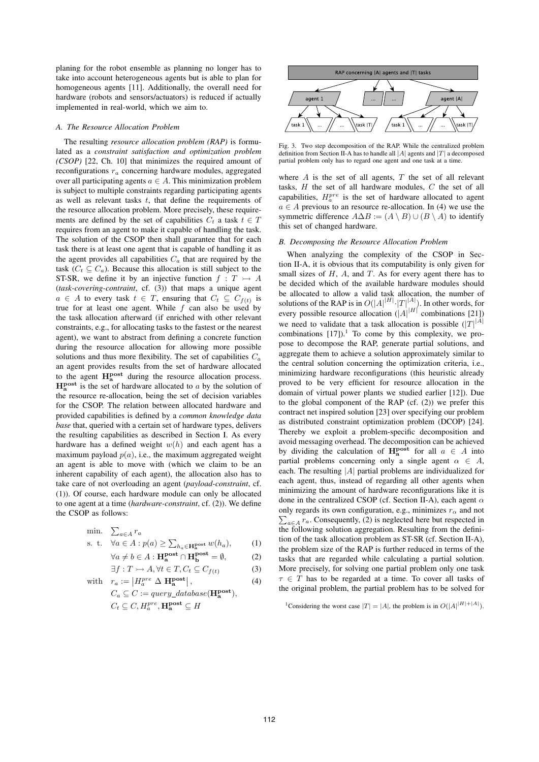planing for the robot ensemble as planning no longer has to take into account heterogeneous agents but is able to plan for homogeneous agents [11]. Additionally, the overall need for hardware (robots and sensors/actuators) is reduced if actually implemented in real-world, which we aim to.

### A. The Resource Allocation Problem

The resulting *resource allocation problem (RAP)* is formulated as a *constraint satisfaction and optimization problem (CSOP)* [22, Ch. 10] that minimizes the required amount of reconfigurations $r_a$ concerning hardware modules, aggregated over all participating agents $a \in A$. This minimization problem is subject to multiple constraints regarding participating agents as well as relevant tasks $t$, that define the requirements of the resource allocation problem. More precisely, these requirements are defined by the set of capabilities $C_t$ a task $t \in T$ requires from an agent to make it capable of handling the task. The solution of the CSOP then shall guarantee that for each task there is at least one agent that is capable of handling it as the agent provides all capabilities $C_a$ that are required by the task ($C_t \subseteq C_a$). Because this allocation is still subject to the ST-SR, we define it by an injective function $f : T \rightarrowtail A$ (*task-covering-contraint*, cf. (3)) that maps a unique agent $a \in A$ to every task $t \in T$, ensuring that $C_t \subseteq C_{f(t)}$ is true for at least one agent. While $f$ can also be used by the task allocation afterward (if enriched with other relevant constraints, e.g., for allocating tasks to the fastest or the nearest agent), we want to abstract from defining a concrete function during the resource allocation for allowing more possible solutions and thus more flexibility. The set of capabilities $C_a$ an agent provides results from the set of hardware allocated to the agent $\mathbf{H_a^{post}}$ during the resource allocation process. $\mathbf{H_a^{post}}$ is the set of hardware allocated to $a$ by the solution of the resource re-allocation, being the set of decision variables for the CSOP. The relation between allocated hardware and provided capabilities is defined by a *common knowledge data base* that, queried with a certain set of hardware types, delivers the resulting capabilities as described in Section I. As every hardware has a defined weight $w(h)$ and each agent has a maximum payload $p(a)$, i.e., the maximum aggregated weight an agent is able to move with (which we claim to be an inherent capability of each agent), the allocation also has to take care of not overloading an agent (*payload-constraint*, cf. (1)). Of course, each hardware module can only be allocated to one agent at a time (*hardware-constraint*, cf. (2)). We define the CSOP as follows:

$$
\begin{aligned}
\text{min.} \quad & \textstyle\sum_{a \in A} r_a \\
\text{s. t.} \quad & \forall a \in A : p(a) \geq \textstyle\sum_{h_a \in \mathbf{H_a^{post}}} w(h_a), && (1) \\
& \forall a \neq b \in A : \mathbf{H_a^{post}} \cap \mathbf{H_b^{post}} = \emptyset, && (2) \\
& \exists f : T \rightarrowtail A, \forall t \in T, C_t \subseteq C_{f(t)} && (3) \\
\text{with} \quad & r_a := \left| H_a^{pre} \, \Delta \, \mathbf{H_a^{post}} \right|, && (4) \\
& C_a \subseteq C := query\_database(\mathbf{H_a^{post}}), \\
& C_t \subseteq C, H_a^{pre}, \mathbf{H_a^{post}} \subseteq H
\end{aligned}
$$

Fig. 3. Two step decomposition of the RAP. While the centralized problem definition from Section II-A has to handle all $|A|$ agents and $|T|$ a decomposed partial problem only has to regard one agent and one task at a time.

where $A$ is the set of all agents, $T$ the set of all relevant tasks, $H$ the set of all hardware modules, $C$ the set of all capabilities, $H_a^{pre}$ is the set of hardware allocated to agent $a \in A$ previous to an resource re-allocation. In (4) we use the symmetric difference $A \Delta B := (A \setminus B) \cup (B \setminus A)$ to identify this set of changed hardware.

### B. Decomposing the Resource Allocation Problem

When analyzing the complexity of the CSOP in Section II-A, it is obvious that its computability is only given for small sizes of $H$, $A$, and $T$. As for every agent there has to be decided which of the available hardware modules should be allocated to allow a valid task allocation, the number of solutions of the RAP is in $O(|A|^{|H|} \cdot |T|^{|A|})$. In other words, for every possible resource allocation ($|A|^{|H|}$ combinations [21]) we need to validate that a task allocation is possible ($|T|^{|A|}$ combinations [17]).[1] To come by this complexity, we propose to decompose the RAP, generate partial solutions, and aggregate them to achieve a solution approximately similar to the central solution concerning the optimization criteria, i.e., minimizing hardware reconfigurations (this heuristic already proved to be very efficient for resource allocation in the domain of virtual power plants we studied earlier [12]). Due to the global component of the RAP (cf. (2)) we prefer this contract net inspired solution [23] over specifying our problem as distributed constraint optimization problem (DCOP) [24]. Thereby we exploit a problem-specific decomposition and avoid messaging overhead. The decomposition can be achieved by dividing the calculation of $\mathbf{H_a^{post}}$ for all $a \in A$ into partial problems concerning only a single agent $\alpha \in A$, each. The resulting $|A|$ partial problems are individualized for each agent, thus, instead of regarding all other agents when minimizing the amount of hardware reconfigurations like it is done in the centralized CSOP (cf. Section II-A), each agent $\alpha$ only regards its own configuration, e.g., minimizes $r_\alpha$ and not $\sum_{a \in A} r_a$. Consequently, (2) is neglected here but respected in the following solution aggregation. Resulting from the definition of the task allocation problem as ST-SR (cf. Section II-A), the problem size of the RAP is further reduced in terms of the tasks that are regarded while calculating a partial solution. More precisely, for solving one partial problem only one task $\tau \in T$ has to be regarded at a time. To cover all tasks of the original problem, the partial problem has to be solved for

[1] Considering the worst case $|T| = |A|$, the problem is in $O(|A|^{|H|+|A|})$.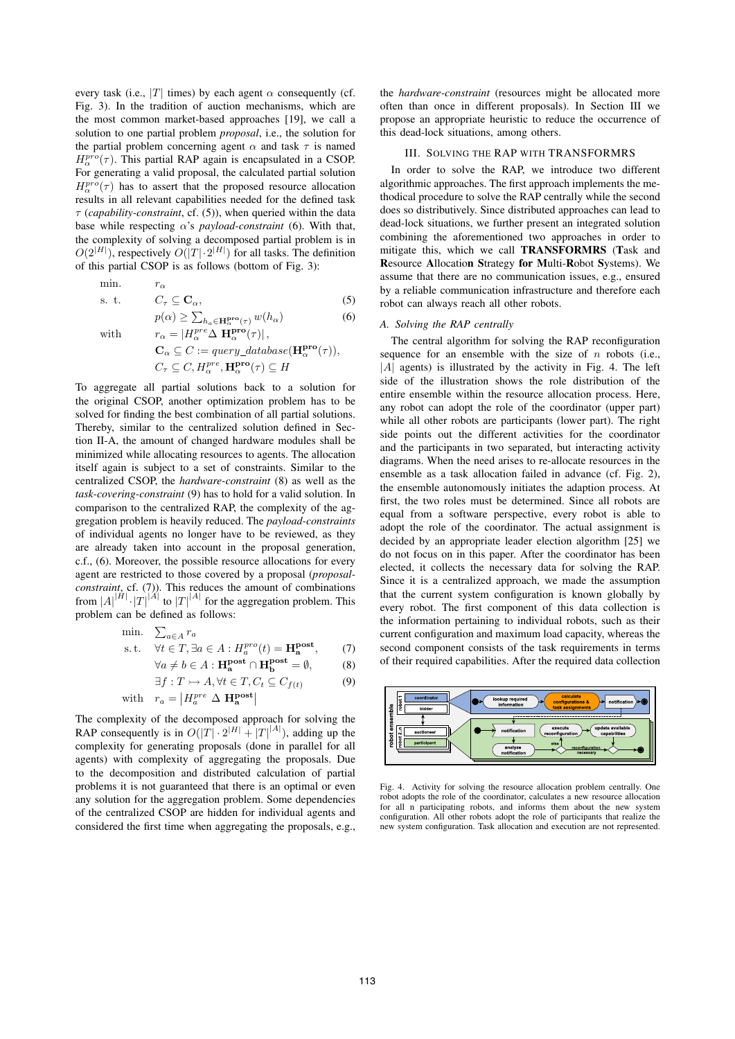every task (i.e., $|T|$ times) by each agent $\alpha$ consequently (cf. Fig. 3). In the tradition of auction mechanisms, which are the most common market-based approaches [19], we call a solution to one partial problem *proposal*, i.e., the solution for the partial problem concerning agent $\alpha$ and task $\tau$ is named $H_\alpha^{pro}(\tau)$. This partial RAP again is encapsulated in a CSOP. For generating a valid proposal, the calculated partial solution $H_\alpha^{pro}(\tau)$ has to assert that the proposed resource allocation results in all relevant capabilities needed for the defined task $\tau$ (*capability-constraint*, cf. (5)), when queried within the data base while respecting $\alpha$'s *payload-constraint* (6). With that, the complexity of solving a decomposed partial problem is in $O(2^{|H|})$, respectively $O(|T| \cdot 2^{|H|})$ for all tasks. The definition of this partial CSOP is as follows (bottom of Fig. 3):

$$
\begin{aligned}
\text{min.} \quad & r_\alpha \\
\text{s. t.} \quad & C_\tau \subseteq \mathbf{C}_\alpha, && (5)\\
& p(\alpha) \geq \textstyle\sum_{h_\alpha \in \mathbf{H}_\alpha^{\mathbf{pro}}(\tau)} w(h_\alpha) && (6)\\
\text{with} \quad & r_\alpha = |H_\alpha^{pre} \Delta\ \mathbf{H}_\alpha^{\mathbf{pro}}(\tau)|, \\
& \mathbf{C}_\alpha \subseteq C := query\_database(\mathbf{H}_\alpha^{\mathbf{pro}}(\tau)), \\
& C_\tau \subseteq C, H_\alpha^{pre}, \mathbf{H}_\alpha^{\mathbf{pro}}(\tau) \subseteq H
\end{aligned}
$$

To aggregate all partial solutions back to a solution for the original CSOP, another optimization problem has to be solved for finding the best combination of all partial solutions. Thereby, similar to the centralized solution defined in Section II-A, the amount of changed hardware modules shall be minimized while allocating resources to agents. The allocation itself again is subject to a set of constraints. Similar to the centralized CSOP, the *hardware-constraint* (8) as well as the *task-covering-constraint* (9) has to hold for a valid solution. In comparison to the centralized RAP, the complexity of the aggregation problem is heavily reduced. The *payload-constraints* of individual agents no longer have to be reviewed, as they are already taken into account in the proposal generation, c.f., (6). Moreover, the possible resource allocations for every agent are restricted to those covered by a proposal (*proposal-constraint*, cf. (7)). This reduces the amount of combinations from $|A|^{|H|} \cdot |T|^{|A|}$ to $|T|^{|A|}$ for the aggregation problem. This problem can be defined as follows:

$$
\begin{aligned}
\text{min.} \quad & \textstyle\sum_{a \in A} r_a \\
\text{s.t.} \quad & \forall t \in T, \exists a \in A : H_a^{pro}(t) = \mathbf{H_a^{post}}, && (7)\\
& \forall a \neq b \in A : \mathbf{H_a^{post}} \cap \mathbf{H_b^{post}} = \emptyset, && (8)\\
& \exists f : T \rightarrowtail A, \forall t \in T, C_t \subseteq C_{f(t)} && (9)\\
\text{with} \quad & r_a = \left|H_a^{pre}\ \Delta\ \mathbf{H_a^{post}}\right|
\end{aligned}
$$

The complexity of the decomposed approach for solving the RAP consequently is in $O(|T| \cdot 2^{|H|} + |T|^{|A|})$, adding up the complexity for generating proposals (done in parallel for all agents) with complexity of aggregating the proposals. Due to the decomposition and distributed calculation of partial problems it is not guaranteed that there is an optimal or even any solution for the aggregation problem. Some dependencies of the centralized CSOP are hidden for individual agents and considered the first time when aggregating the proposals, e.g., the *hardware-constraint* (resources might be allocated more often than once in different proposals). In Section III we propose an appropriate heuristic to reduce the occurrence of this dead-lock situations, among others.

## III. Solving the RAP with TRANSFORMRS

In order to solve the RAP, we introduce two different algorithmic approaches. The first approach implements the methodical procedure to solve the RAP centrally while the second does so distributively. Since distributed approaches can lead to dead-lock situations, we further present an integrated solution combining the aforementioned two approaches in order to mitigate this, which we call **TRANSFORMRS** (**T**ask and **R**esource **A**llocatio**n** **S**trategy **for** **M**ulti-**R**obot **S**ystems). We assume that there are no communication issues, e.g., ensured by a reliable communication infrastructure and therefore each robot can always reach all other robots.

### A. Solving the RAP centrally

The central algorithm for solving the RAP reconfiguration sequence for an ensemble with the size of $n$ robots (i.e., $|A|$ agents) is illustrated by the activity in Fig. 4. The left side of the illustration shows the role distribution of the entire ensemble within the resource allocation process. Here, any robot can adopt the role of the coordinator (upper part) while all other robots are participants (lower part). The right side points out the different activities for the coordinator and the participants in two separated, but interacting activity diagrams. When the need arises to re-allocate resources in the ensemble as a task allocation failed in advance (cf. Fig. 2), the ensemble autonomously initiates the adaption process. At first, the two roles must be determined. Since all robots are equal from a software perspective, every robot is able to adopt the role of the coordinator. The actual assignment is decided by an appropriate leader election algorithm [25] we do not focus on in this paper. After the coordinator has been elected, it collects the necessary data for solving the RAP. Since it is a centralized approach, we made the assumption that the current system configuration is known globally by every robot. The first component of this data collection is the information pertaining to individual robots, such as their current configuration and maximum load capacity, whereas the second component consists of the task requirements in terms of their required capabilities. After the required data collection

Fig. 4. Activity for solving the resource allocation problem centrally. One robot adopts the role of the coordinator, calculates a new resource allocation for all n participating robots, and informs them about the new system configuration. All other robots adopt the role of participants that realize the new system configuration. Task allocation and execution are not represented.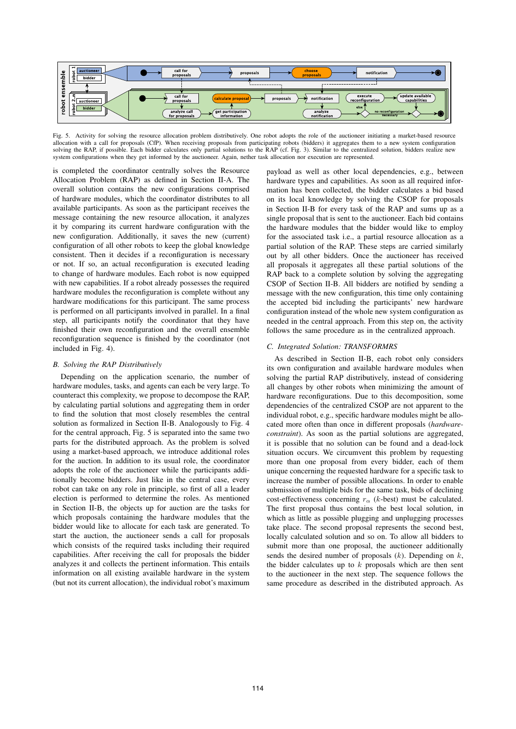Fig. 5. Activity for solving the resource allocation problem distributively. One robot adopts the role of the auctioneer initiating a market-based resource allocation with a call for proposals (CfP). When receiving proposals from participating robots (bidders) it aggregates them to a new system configuration solving the RAP, if possible. Each bidder calculates only partial solutions to the RAP (cf. Fig. 3). Similar to the centralized solution, bidders realize new system configurations when they get informed by the auctioneer. Again, nether task allocation nor execution are represented.

is completed the coordinator centrally solves the Resource Allocation Problem (RAP) as defined in Section II-A. The overall solution contains the new configurations comprised of hardware modules, which the coordinator distributes to all available participants. As soon as the participant receives the message containing the new resource allocation, it analyzes it by comparing its current hardware configuration with the new configuration. Additionally, it saves the new (current) configuration of all other robots to keep the global knowledge consistent. Then it decides if a reconfiguration is necessary or not. If so, an actual reconfiguration is executed leading to change of hardware modules. Each robot is now equipped with new capabilities. If a robot already possesses the required hardware modules the reconfiguration is complete without any hardware modifications for this participant. The same process is performed on all participants involved in parallel. In a final step, all participants notify the coordinator that they have finished their own reconfiguration and the overall ensemble reconfiguration sequence is finished by the coordinator (not included in Fig. 4).

### B. Solving the RAP Distributively

Depending on the application scenario, the number of hardware modules, tasks, and agents can each be very large. To counteract this complexity, we propose to decompose the RAP, by calculating partial solutions and aggregating them in order to find the solution that most closely resembles the central solution as formalized in Section II-B. Analogously to Fig. 4 for the central approach, Fig. 5 is separated into the same two parts for the distributed approach. As the problem is solved using a market-based approach, we introduce additional roles for the auction. In addition to its usual role, the coordinator adopts the role of the auctioneer while the participants additionally become bidders. Just like in the central case, every robot can take on any role in principle, so first of all a leader election is performed to determine the roles. As mentioned in Section II-B, the objects up for auction are the tasks for which proposals containing the hardware modules that the bidder would like to allocate for each task are generated. To start the auction, the auctioneer sends a call for proposals which consists of the required tasks including their required capabilities. After receiving the call for proposals the bidder analyzes it and collects the pertinent information. This entails information on all existing available hardware in the system (but not its current allocation), the individual robot's maximum payload as well as other local dependencies, e.g., between hardware types and capabilities. As soon as all required information has been collected, the bidder calculates a bid based on its local knowledge by solving the CSOP for proposals in Section II-B for every task of the RAP and sums up as a single proposal that is sent to the auctioneer. Each bid contains the hardware modules that the bidder would like to employ for the associated task i.e., a partial resource allocation as a partial solution of the RAP. These steps are carried similarly out by all other bidders. Once the auctioneer has received all proposals it aggregates all these partial solutions of the RAP back to a complete solution by solving the aggregating CSOP of Section II-B. All bidders are notified by sending a message with the new configuration, this time only containing the accepted bid including the participants' new hardware configuration instead of the whole new system configuration as needed in the central approach. From this step on, the activity follows the same procedure as in the centralized approach.

### C. Integrated Solution: TRANSFORMRS

As described in Section II-B, each robot only considers its own configuration and available hardware modules when solving the partial RAP distributively, instead of considering all changes by other robots when minimizing the amount of hardware reconfigurations. Due to this decomposition, some dependencies of the centralized CSOP are not apparent to the individual robot, e.g., specific hardware modules might be allocated more often than once in different proposals (*hardware-constraint*). As soon as the partial solutions are aggregated, it is possible that no solution can be found and a dead-lock situation occurs. We circumvent this problem by requesting more than one proposal from every bidder, each of them unique concerning the requested hardware for a specific task to increase the number of possible allocations. In order to enable submission of multiple bids for the same task, bids of declining cost-effectiveness concerning $r_\alpha$ ($k$-best) must be calculated. The first proposal thus contains the best local solution, in which as little as possible plugging and unplugging processes take place. The second proposal represents the second best, locally calculated solution and so on. To allow all bidders to submit more than one proposal, the auctioneer additionally sends the desired number of proposals ($k$). Depending on $k$, the bidder calculates up to $k$ proposals which are then sent to the auctioneer in the next step. The sequence follows the same procedure as described in the distributed approach. As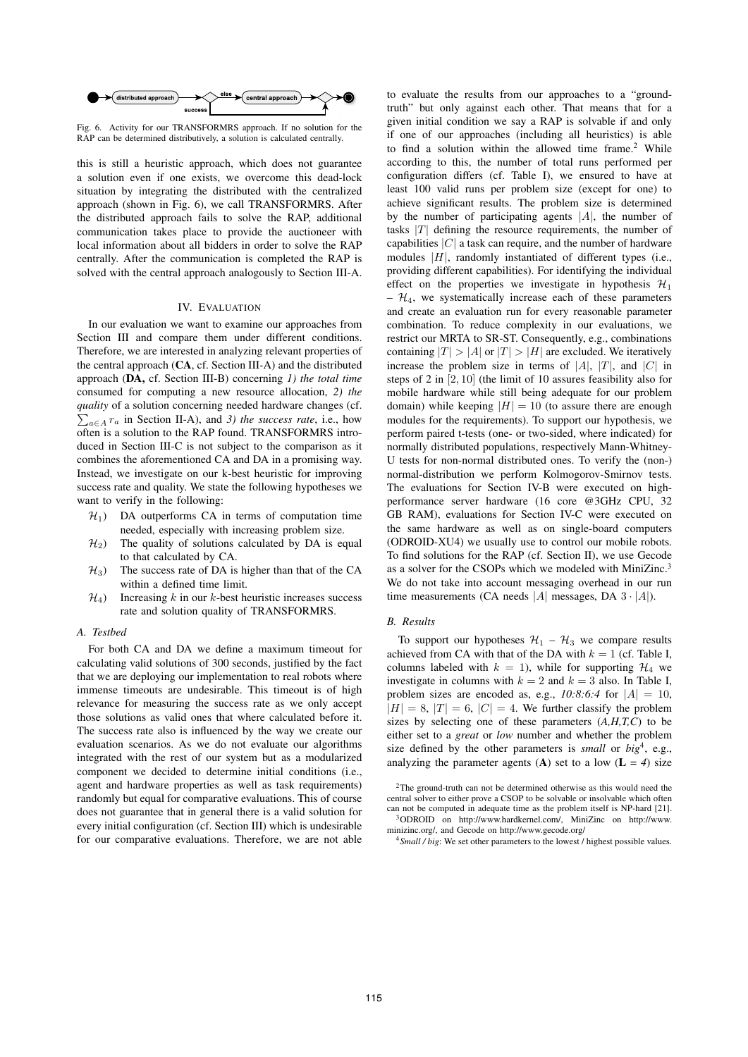Fig. 6. Activity for our TRANSFORMRS approach. If no solution for the RAP can be determined distributively, a solution is calculated centrally.

this is still a heuristic approach, which does not guarantee a solution even if one exists, we overcome this dead-lock situation by integrating the distributed with the centralized approach (shown in Fig. 6), we call TRANSFORMRS. After the distributed approach fails to solve the RAP, additional communication takes place to provide the auctioneer with local information about all bidders in order to solve the RAP centrally. After the communication is completed the RAP is solved with the central approach analogously to Section III-A.

## IV. Evaluation

In our evaluation we want to examine our approaches from Section III and compare them under different conditions. Therefore, we are interested in analyzing relevant properties of the central approach (**CA**, cf. Section III-A) and the distributed approach (**DA,** cf. Section III-B) concerning *1) the total time* consumed for computing a new resource allocation, *2) the quality* of a solution concerning needed hardware changes (cf. $\sum_{a \in A} r_a$ in Section II-A), and *3) the success rate*, i.e., how often is a solution to the RAP found. TRANSFORMRS introduced in Section III-C is not subject to the comparison as it combines the aforementioned CA and DA in a promising way. Instead, we investigate on our k-best heuristic for improving success rate and quality. We state the following hypotheses we want to verify in the following:

- $\mathcal{H}_1$) DA outperforms CA in terms of computation time needed, especially with increasing problem size.
- $\mathcal{H}_2$) The quality of solutions calculated by DA is equal to that calculated by CA.
- $\mathcal{H}_3$) The success rate of DA is higher than that of the CA within a defined time limit.
- $\mathcal{H}_4$) Increasing $k$ in our $k$-best heuristic increases success rate and solution quality of TRANSFORMRS.

### A. Testbed

For both CA and DA we define a maximum timeout for calculating valid solutions of 300 seconds, justified by the fact that we are deploying our implementation to real robots where immense timeouts are undesirable. This timeout is of high relevance for measuring the success rate as we only accept those solutions as valid ones that where calculated before it. The success rate also is influenced by the way we create our evaluation scenarios. As we do not evaluate our algorithms integrated with the rest of our system but as a modularized component we decided to determine initial conditions (i.e., agent and hardware properties as well as task requirements) randomly but equal for comparative evaluations. This of course does not guarantee that in general there is a valid solution for every initial configuration (cf. Section III) which is undesirable for our comparative evaluations. Therefore, we are not able to evaluate the results from our approaches to a "ground-truth" but only against each other. That means that for a given initial condition we say a RAP is solvable if and only if one of our approaches (including all heuristics) is able to find a solution within the allowed time frame.[2] While according to this, the number of total runs performed per configuration differs (cf. Table I), we ensured to have at least 100 valid runs per problem size (except for one) to achieve significant results. The problem size is determined by the number of participating agents $|A|$, the number of tasks $|T|$ defining the resource requirements, the number of capabilities $|C|$ a task can require, and the number of hardware modules $|H|$, randomly instantiated of different types (i.e., providing different capabilities). For identifying the individual effect on the properties we investigate in hypothesis $\mathcal{H}_1$ – $\mathcal{H}_4$, we systematically increase each of these parameters and create an evaluation run for every reasonable parameter combination. To reduce complexity in our evaluations, we restrict our MRTA to SR-ST. Consequently, e.g., combinations containing $|T| > |A|$ or $|T| > |H|$ are excluded. We iteratively increase the problem size in terms of $|A|$, $|T|$, and $|C|$ in steps of 2 in $[2, 10]$ (the limit of 10 assures feasibility also for mobile hardware while still being adequate for our problem domain) while keeping $|H| = 10$ (to assure there are enough modules for the requirements). To support our hypothesis, we perform paired t-tests (one- or two-sided, where indicated) for normally distributed populations, respectively Mann-Whitney-U tests for non-normal distributed ones. To verify the (non-) normal-distribution we perform Kolmogorov-Smirnov tests. The evaluations for Section IV-B were executed on high-performance server hardware (16 core @3GHz CPU, 32 GB RAM), evaluations for Section IV-C were executed on the same hardware as well as on single-board computers (ODROID-XU4) we usually use to control our mobile robots. To find solutions for the RAP (cf. Section II), we use Gecode as a solver for the CSOPs which we modeled with MiniZinc.[3] We do not take into account messaging overhead in our run time measurements (CA needs $|A|$ messages, DA $3 \cdot |A|$).

### B. Results

To support our hypotheses $\mathcal{H}_1$ – $\mathcal{H}_3$ we compare results achieved from CA with that of the DA with $k = 1$ (cf. Table I, columns labeled with $k = 1$), while for supporting $\mathcal{H}_4$ we investigate in columns with $k = 2$ and $k = 3$ also. In Table I, problem sizes are encoded as, e.g., *10:8:6:4* for $|A| = 10$, $|H| = 8$, $|T| = 6$, $|C| = 4$. We further classify the problem sizes by selecting one of these parameters (*A,H,T,C*) to be either set to a *great* or *low* number and whether the problem size defined by the other parameters is *small* or *big*[4], e.g., analyzing the parameter agents (**A**) set to a low (**L** = *4*) size

[2] The ground-truth can not be determined otherwise as this would need the central solver to either prove a CSOP to be solvable or insolvable which often can not be computed in adequate time as the problem itself is NP-hard [21].

[3] ODROID on http://www.hardkernel.com/, MiniZinc on http://www.minizinc.org/, and Gecode on http://www.gecode.org/

[4] *Small / big*: We set other parameters to the lowest / highest possible values.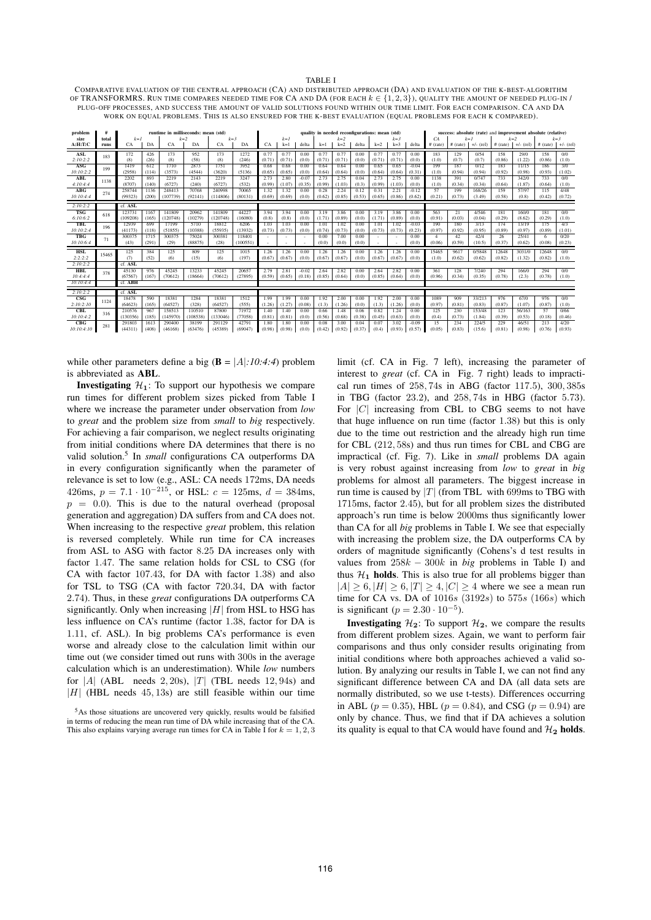TABLE I

COMPARATIVE EVALUATION OF THE CENTRAL APPROACH (CA) AND DISTRIBUTED APPROACH (DA) AND EVALUATION OF THE K-BEST-ALGORITHM OF TRANSFORMRS. RUN TIME COMPARES NEEDED TIME FOR CA AND DA (FOR EACH $k \in \{1, 2, 3\}$), QUALITY THE AMOUNT OF NEEDED PLUG-IN / PLUG-OFF PROCESSES, AND SUCCESS THE AMOUNT OF VALID SOLUTIONS FOUND WITHIN OUR TIME LIMIT. FOR EACH COMPARISON, CA AND DA WORK ON EQUAL PROBLEMS. THIS IS ALSO ENSURED FOR THE K-BEST EVALUATION (EQUAL PROBLEMS FOR EACH K COMPARED).

| problem size A:H:T:C | # total runs | runtime in milliseconds: mean (std) | | | | | | quality in needed reconfigurations: mean (std) | | | | | | | | | success: absolute (rate) and improvement absolute (relative) | | | | | | |
|---|---|---|---|---|---|---|---|---|---|---|---|---|---|---|---|---|---|---|---|---|---|---|---|
| | | *k=1* | | *k=2* | | *k=3* | | *k=1* | | | *k=2* | | | *k=3* | | | CA | *k=1* | | *k=2* | | *k=3* | |
| | | CA | DA | CA | DA | CA | DA | CA | k=1 | delta | k=1 | k=2 | delta | k=2 | k=3 | delta | # (rate) | # (rate) | +/- (rel) | # (rate) | +/- (rel) | # (rate) | +/- (rel) |
| **ASL** *2:10:2:2* | 183 | 172 (8) | 426 (26) | 173 (8) | 952 (58) | 173 (8) | 1272 (246) | 0.77 (0.71) | 0.77 (0.71) | 0.00 (0.0) | 0.77 (0.71) | 0.77 (0.71) | 0.00 (0.0) | 0.77 (0.71) | 0.77 (0.71) | 0.00 (0.0) | 183 (1.0) | 129 (0.7) | 0/54 (0.7) | 158 (0.86) | 29/0 (1.22) | 158 (0.86) | 0/0 (1.0) |
| **ASG** *10:10:2:2* | 199 | 1419 (2958) | 612 (114) | 1710 (3573) | 2873 (4544) | 1751 (3620) | 3952 (5136) | 0.68 (0.65) | 0.68 (0.65) | 0.00 (0.0) | 0.64 (0.64) | 0.64 (0.64) | 0.00 (0.0) | 0.65 (0.64) | 0.65 (0.64) | -0.04 (0.31) | 199 (1.0) | 187 (0.94) | 0/12 (0.94) | 183 (0.92) | 11/15 (0.98) | 186 (0.93) | 3/0 (1.02) |
| **ABL** *4:10:4:4* | 1138 | 2202 (8707) | 893 (140) | 2219 (6727) | 2143 (240) | 2219 (6727) | 3247 (532) | 2.73 (0.99) | 2.80 (1.07) | -0.07 (0.35) | 2.73 (0.99) | 2.75 (1.03) | 0.04 (0.3) | 2.73 (0.99) | 2.75 (1.03) | 0.00 (0.0) | 1138 (1.0) | 391 (0.34) | 0/747 (0.34) | 733 (0.64) | 342/0 (1.87) | 733 (0.64) | 0/0 (1.0) |
| **ABG** *10:10:4:4* | 274 | 258744 (99323) | 1136 (200) | 248413 (107739) | 70768 (92141) | 240998 (114806) | 70065 (80131) | 1.32 (0.69) | 1.32 (0.69) | 0.00 (0.0) | 0.28 (0.62) | 2.24 (0.85) | 0.12 (0.53) | 0.31 (0.65) | 2.21 (0.86) | -0.12 (0.62) | 57 (0.21) | 199 (0.73) | 168/26 (3.49) | 159 (0.58) | 57/97 (0.8) | 115 (0.42) | 4/48 (0.72) |
| *2:10:2:2* | | cf. **ASL** | | | | | | | | | | | | | | | | | | | | | |
| **TSG** *6:10:6:2* | 618 | 123731 (109208) | 1167 (165) | 141809 (120748) | 20962 (10279) | 141809 (120748) | 44227 (16080) | 3.94 (0.8) | 3.94 (0.8) | 0.00 (0.0) | 3.19 (1.71) | 3.86 (0.89) | 0.00 (0.0) | 3.19 (1.71) | 3.86 (0.89) | 0.00 (0.0) | 563 (0.91) | 21 (0.03) | 4/546 (0.04) | 181 (0.29) | 160/0 (8.62) | 181 (0.29) | 0/0 (1.0) |
| **TBL** *10:10:2:4* | 196 | 12939 (41173) | 699 (118) | 17199 (51855) | 5710 (10388) | 18812 (55935) | 6206 (13932) | 1.03 (0.73) | 1.03 (0.73) | 0.00 (0.0) | 1.01 (0.74) | 1.02 (0.73) | 0.00 (0.0) | 1.01 (0.73) | 1.02 (0.73) | -0.03 (0.23) | 190 (0.97) | 180 (0.92) | 3/13 (0.95) | 174 (0.89) | 13/19 (0.97) | 175 (0.89) | 4/3 (1.01) |
| **TBG** *10:10:6:4* | 71 | 300375 (43) | 1715 (291) | 300375 (29) | 75024 (88875) | 300381 (28) | 118401 (100551) | - | - | - | 0.00 (0.0) | 7.00 (0.0) | 0.00 (0.0) | - | - | 0.00 (0.0) | 4 (0.06) | 42 (0.59) | 42/4 (10.5) | 26 (0.37) | 25/41 (0.62) | 6 (0.08) | 0/20 (0.23) |
| **HSL** *2:2:2:2* | 15465 | 125 (7) | 384 (52) | 125 (6) | 809 (15) | 125 (6) | 1015 (197) | 1.26 (0.67) | 1.26 (0.67) | 0.00 (0.0) | 1.26 (0.67) | 1.26 (0.67) | 0.00 (0.0) | 1.26 (0.67) | 1.26 (0.67) | 0.00 (0.0) | 15465 (1.0) | 9617 (0.62) | 0/5848 (0.62) | 12648 (0.82) | 3031/0 (1.32) | 12648 (0.82) | 0/0 (1.0) |
| *2:10:2:2* | | cf. **ASL** | | | | | | | | | | | | | | | | | | | | | |
| **HBL** *10:4:4:4* | 378 | 45130 (67567) | 976 (167) | 45245 (70612) | 13233 (18664) | 45245 (70612) | 20657 (27895) | 2.79 (0.59) | 2.81 (0.65) | -0.02 (0.18) | 2.64 (0.85) | 2.82 (0.64) | 0.00 (0.0) | 2.64 (0.85) | 2.82 (0.64) | 0.00 (0.0) | 361 (0.96) | 128 (0.34) | 7/240 (0.35) | 294 (0.78) | 166/0 (2.3) | 294 (0.78) | 0/0 (1.0) |
| *10:10:4:4* | | cf. **ABH** | | | | | | | | | | | | | | | | | | | | | |
| *2:10:2:2* | | cf. **ASL** | | | | | | | | | | | | | | | | | | | | | |
| **CSG** *2:10:2:10* | 1124 | 18478 (64623) | 590 (165) | 18381 (64527) | 1284 (328) | 18381 (64527) | 1512 (555) | 1.99 (1.26) | 1.99 (1.27) | 0.00 (0.08) | 1.92 (1.3) | 2.00 (1.26) | 0.00 (0.0) | 1.92 (1.3) | 2.00 (1.26) | 0.00 (0.0) | 1089 (0.97) | 909 (0.81) | 33/213 (0.83) | 976 (0.87) | 67/0 (1.07) | 976 (0.87) | 0/0 (1.0) |
| **CBL** *10:10:4:2* | 316 | 210576 (130356) | 967 (185) | 158513 (145970) | 110510 (108538) | 87800 (133046) | 71972 (77058) | 1.40 (0.81) | 1.40 (0.81) | 0.00 (0.0) | 0.66 (0.56) | 1.48 (0.68) | 0.06 (0.38) | 0.82 (0.45) | 1.24 (0.63) | 0.00 (0.0) | 125 (0.4) | 230 (0.73) | 153/48 (1.84) | 123 (0.39) | 56/163 (0.53) | 57 (0.18) | 0/66 (0.46) |
| **CBG** *10:10:4:10* | 281 | 291803 (44311) | 1613 (408) | 290400 (46168) | 38199 (63476) | 291129 (45389) | 42791 (69047) | 1.80 (0.98) | 1.80 (0.98) | 0.00 (0.0) | 0.08 (0.42) | 3.00 (0.92) | 0.04 (0.37) | 0.07 (0.4) | 3.02 (0.93) | -0.09 (0.57) | 15 (0.05) | 234 (0.83) | 224/5 (15.6) | 229 (0.81) | 46/51 (0.98) | 213 (0.76) | 4/20 (0.93) |

while other parameters define a big ($\mathbf{B} = |A|$*:10:4:4*) problem is abbreviated as **ABL**.

**Investigating $\mathcal{H}_1$**: To support our hypothesis we compare run times for different problem sizes picked from Table I where we increase the parameter under observation from *low* to *great* and the problem size from *small* to *big* respectively. For achieving a fair comparison, we neglect results originating from initial conditions where DA determines that there is no valid solution.[5] In *small* configurations CA outperforms DA in every configuration significantly when the parameter of relevance is set to low (e.g., ASL: CA needs 172ms, DA needs 426ms, $p = 7.1 \cdot 10^{-215}$, or HSL: $c = 125$ms, $d = 384$ms, $p = 0.0$). This is due to the natural overhead (proposal generation and aggregation) DA suffers from and CA does not. When increasing to the respective *great* problem, this relation is reversed completely. While run time for CA increases from ASL to ASG with factor 8.25 DA increases only with factor 1.47. The same relation holds for CSL to CSG (for CA with factor 107.43, for DA with factor 1.38) and also for TSL to TSG (CA with factor 720.34, DA with factor 2.74). Thus, in these *great* configurations DA outperforms CA significantly. Only when increasing $|H|$ from HSL to HSG has less influence on CA's runtime (factor 1.38, factor for DA is 1.11, cf. ASL). In big problems CA's performance is even worse and already close to the calculation limit within our time out (we consider timed out runs with 300s in the average calculation which is an underestimation). While *low* numbers for $|A|$ (ABL needs $2,20s$), $|T|$ (TBL needs $12,94s$) and $|H|$ (HBL needs $45,13s$) are still feasible within our time limit (cf. CA in Fig. 7 left), increasing the parameter of interest to *great* (cf. CA in Fig. 7 right) leads to impractical run times of $258,74s$ in ABG (factor 117.5), $300,385s$ in TBG (factor 23.2), and $258,74s$ in HBG (factor 5.73). For $|C|$ increasing from CBL to CBG seems to not have that huge influence on run time (factor 1.38) but this is only due to the time out restriction and the already high run time for CBL ($212,58s$) and thus run times for CBL and CBG are impractical (cf. Fig. 7). Like in *small* problems DA again is very robust against increasing from *low* to *great* in *big* problems for almost all parameters. The biggest increase in run time is caused by $|T|$ (from TBL with 699ms to TBG with 1715ms, factor 2.45), but for all problem sizes the distributed approach's run time is below 2000ms thus significantly lower than CA for all *big* problems in Table I. We see that especially with increasing the problem size, the DA outperforms CA by orders of magnitude significantly (Cohens's d test results in values from $258k - 300k$ in *big* problems in Table I) and thus $\mathcal{H}_1$ **holds**. This is also true for all problems bigger than $|A| \geq 6, |H| \geq 6, |T| \geq 4, |C| \geq 4$ where we see a mean run time for CA vs. DA of $1016s$ ($3192s$) to $575s$ ($166s$) which is significant ($p = 2.30 \cdot 10^{-5}$).

**Investigating $\mathcal{H}_2$**: To support $\mathcal{H}_2$, we compare the results from different problem sizes. Again, we want to perform fair comparisons and thus only consider results originating from initial conditions where both approaches achieved a valid solution. By analyzing our results in Table I, we can not find any significant difference between CA and DA (all data sets are normally distributed, so we use t-tests). Differences occurring in ABL ($p = 0.35$), HBL ($p = 0.84$), and CSG ($p = 0.94$) are only by chance. Thus, we find that if DA achieves a solution its quality is equal to that CA would have found and $\mathcal{H}_2$ **holds**.

[5] As those situations are uncovered very quickly, results would be falsified in terms of reducing the mean run time of DA while increasing that of the CA. This also explains varying average run times for CA in Table I for $k = 1, 2, 3$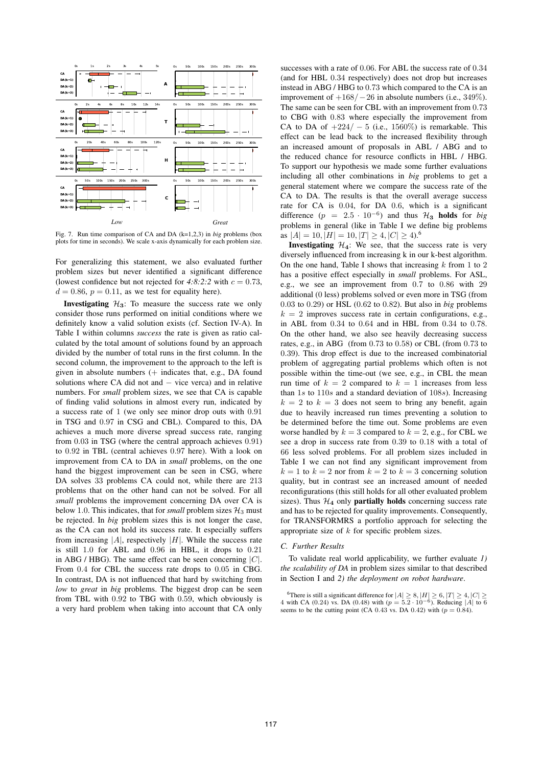Fig. 7. Run time comparison of CA and DA (k=1,2,3) in *big* problems (box plots for time in seconds). We scale x-axis dynamically for each problem size.

For generalizing this statement, we also evaluated further problem sizes but never identified a significant difference (lowest confidence but not rejected for *4:8:2:2* with $c = 0.73$, $d = 0.86$, $p = 0.11$, as we test for equality here).

**Investigating $\mathcal{H}_3$**: To measure the success rate we only consider those runs performed on initial conditions where we definitely know a valid solution exists (cf. Section IV-A). In Table I within columns *success* the rate is given as ratio calculated by the total amount of solutions found by an approach divided by the number of total runs in the first column. In the second column, the improvement to the approach to the left is given in absolute numbers (+ indicates that, e.g., DA found solutions where CA did not and − vice verca) and in relative numbers. For *small* problem sizes, we see that CA is capable of finding valid solutions in almost every run, indicated by a success rate of 1 (we only see minor drop outs with 0.91 in TSG and 0.97 in CSG and CBL). Compared to this, DA achieves a much more diverse spread success rate, ranging from 0.03 in TSG (where the central approach achieves 0.91) to 0.92 in TBL (central achieves 0.97 here). With a look on improvement from CA to DA in *small* problems, on the one hand the biggest improvement can be seen in CSG, where DA solves 33 problems CA could not, while there are 213 problems that on the other hand can not be solved. For all *small* problems the improvement concerning DA over CA is below 1.0. This indicates, that for *small* problem sizes $\mathcal{H}_3$ must be rejected. In *big* problem sizes this is not longer the case, as the CA can not hold its success rate. It especially suffers from increasing $|A|$, respectively $|H|$. While the success rate is still 1.0 for ABL and 0.96 in HBL, it drops to 0.21 in ABG / HBG). The same effect can be seen concerning $|C|$. From 0.4 for CBL the success rate drops to 0.05 in CBG. In contrast, DA is not influenced that hard by switching from *low* to *great* in *big* problems. The biggest drop can be seen from TBL with 0.92 to TBG with 0.59, which obviously is a very hard problem when taking into account that CA only successes with a rate of 0.06. For ABL the success rate of 0.34 (and for HBL 0.34 respectively) does not drop but increases instead in ABG / HBG to 0.73 which compared to the CA is an improvement of $+168/-26$ in absolute numbers (i.e., 349%). The same can be seen for CBL with an improvement from 0.73 to CBG with 0.83 where especially the improvement from CA to DA of $+224/-5$ (i.e., 1560%) is remarkable. This effect can be lead back to the increased flexibility through an increased amount of proposals in ABL / ABG and to the reduced chance for resource conflicts in HBL / HBG. To support our hypothesis we made some further evaluations including all other combinations in *big* problems to get a general statement where we compare the success rate of the CA to DA. The results is that the overall average success rate for CA is 0.04, for DA 0.6, which is a significant difference ($p = 2.5 \cdot 10^{-6}$) and thus $\mathcal{H}_3$ **holds** for *big* problems in general (like in Table I we define big problems as $|A| = 10, |H| = 10, |T| \geq 4, |C| \geq 4$).[6]

**Investigating $\mathcal{H}_4$**: We see, that the success rate is very diversely influenced from increasing k in our k-best algorithm. On the one hand, Table I shows that increasing $k$ from 1 to 2 has a positive effect especially in *small* problems. For ASL, e.g., we see an improvement from 0.7 to 0.86 with 29 additional (0 less) problems solved or even more in TSG (from 0.03 to 0.29) or HSL (0.62 to 0.82). But also in *big* problems $k = 2$ improves success rate in certain configurations, e.g., in ABL from 0.34 to 0.64 and in HBL from 0.34 to 0.78. On the other hand, we also see heavily decreasing success rates, e.g., in ABG (from 0.73 to 0.58) or CBL (from 0.73 to 0.39). This drop effect is due to the increased combinatorial problem of aggregating partial problems which often is not possible within the time-out (we see, e.g., in CBL the mean run time of $k = 2$ compared to $k = 1$ increases from less than $1s$ to $110s$ and a standard deviation of $108s$). Increasing $k = 2$ to $k = 3$ does not seem to bring any benefit, again due to heavily increased run times preventing a solution to be determined before the time out. Some problems are even worse handled by $k = 3$ compared to $k = 2$, e.g., for CBL we see a drop in success rate from 0.39 to 0.18 with a total of 66 less solved problems. For all problem sizes included in Table I we can not find any significant improvement from $k = 1$ to $k = 2$ nor from $k = 2$ to $k = 3$ concerning solution quality, but in contrast see an increased amount of needed reconfigurations (this still holds for all other evaluated problem sizes). Thus $\mathcal{H}_4$ only **partially holds** concerning success rate and has to be rejected for quality improvements. Consequently, for TRANSFORMRS a portfolio approach for selecting the appropriate size of $k$ for specific problem sizes.

### C. Further Results

To validate real world applicability, we further evaluate *1) the scalability of DA* in problem sizes similar to that described in Section I and *2) the deployment on robot hardware*.

[6] There is still a significant difference for $|A| \geq 8, |H| \geq 6, |T| \geq 4, |C| \geq 4$ with CA (0.24) vs. DA (0.48) with ($p = 5.2 \cdot 10^{-6}$). Reducing $|A|$ to 6 seems to be the cutting point (CA 0.43 vs. DA 0.42) with ($p = 0.84$).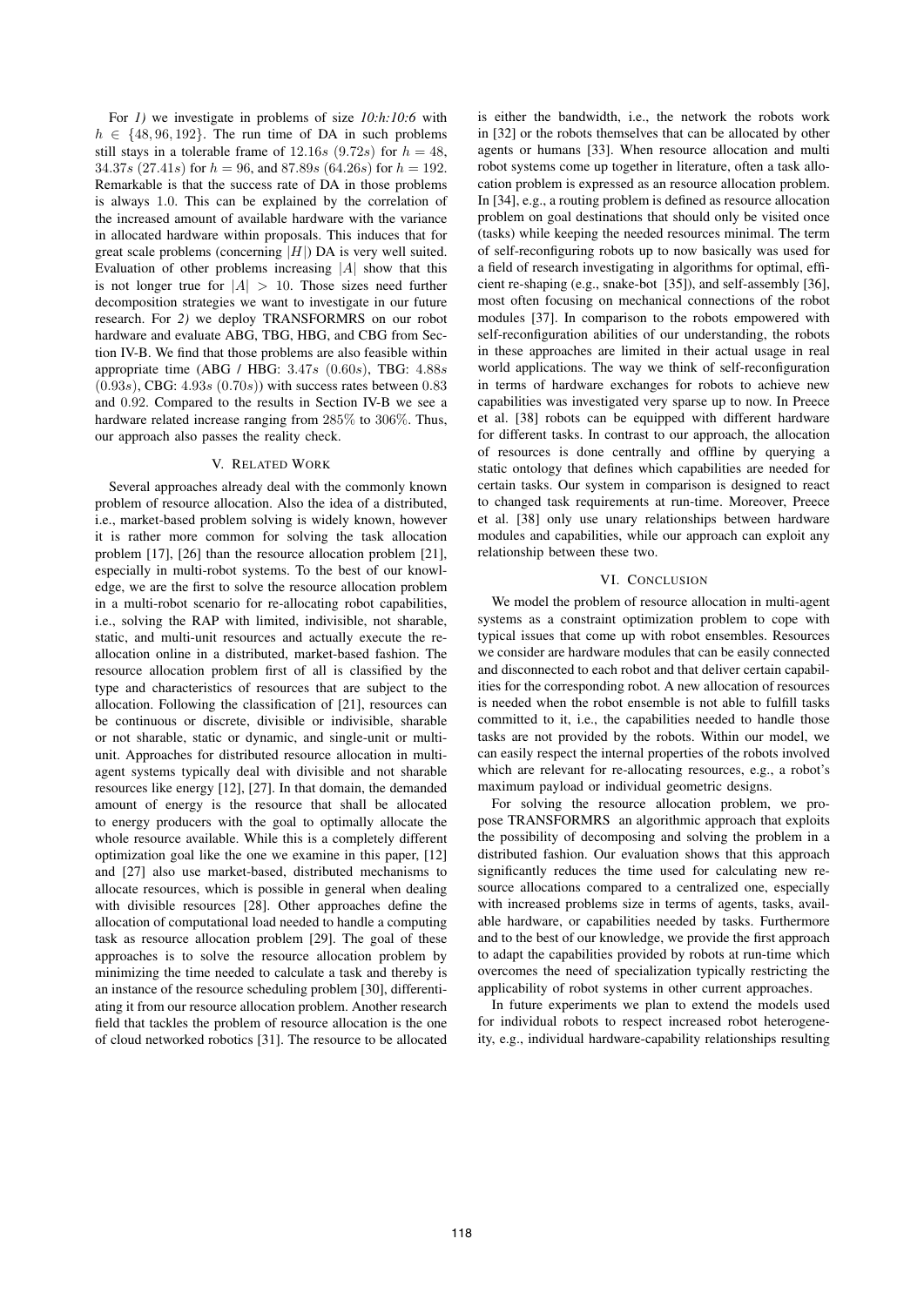For *1)* we investigate in problems of size *10:h:10:6* with $h \in \{48, 96, 192\}$. The run time of DA in such problems still stays in a tolerable frame of $12.16s$ ($9.72s$) for $h = 48$, $34.37s$ ($27.41s$) for $h = 96$, and $87.89s$ ($64.26s$) for $h = 192$. Remarkable is that the success rate of DA in those problems is always $1.0$. This can be explained by the correlation of the increased amount of available hardware with the variance in allocated hardware within proposals. This induces that for great scale problems (concerning $|H|$) DA is very well suited. Evaluation of other problems increasing $|A|$ show that this is not longer true for $|A| > 10$. Those sizes need further decomposition strategies we want to investigate in our future research. For *2)* we deploy TRANSFORMRS on our robot hardware and evaluate ABG, TBG, HBG, and CBG from Section IV-B. We find that those problems are also feasible within appropriate time (ABG / HBG: $3.47s$ ($0.60s$), TBG: $4.88s$ ($0.93s$), CBG: $4.93s$ ($0.70s$)) with success rates between $0.83$ and $0.92$. Compared to the results in Section IV-B we see a hardware related increase ranging from $285\%$ to $306\%$. Thus, our approach also passes the reality check.

## V. Related Work

Several approaches already deal with the commonly known problem of resource allocation. Also the idea of a distributed, i.e., market-based problem solving is widely known, however it is rather more common for solving the task allocation problem [17], [26] than the resource allocation problem [21], especially in multi-robot systems. To the best of our knowledge, we are the first to solve the resource allocation problem in a multi-robot scenario for re-allocating robot capabilities, i.e., solving the RAP with limited, indivisible, not sharable, static, and multi-unit resources and actually execute the re-allocation online in a distributed, market-based fashion. The resource allocation problem first of all is classified by the type and characteristics of resources that are subject to the allocation. Following the classification of [21], resources can be continuous or discrete, divisible or indivisible, sharable or not sharable, static or dynamic, and single-unit or multi-unit. Approaches for distributed resource allocation in multi-agent systems typically deal with divisible and not sharable resources like energy [12], [27]. In that domain, the demanded amount of energy is the resource that shall be allocated to energy producers with the goal to optimally allocate the whole resource available. While this is a completely different optimization goal like the one we examine in this paper, [12] and [27] also use market-based, distributed mechanisms to allocate resources, which is possible in general when dealing with divisible resources [28]. Other approaches define the allocation of computational load needed to handle a computing task as resource allocation problem [29]. The goal of these approaches is to solve the resource allocation problem by minimizing the time needed to calculate a task and thereby is an instance of the resource scheduling problem [30], differentiating it from our resource allocation problem. Another research field that tackles the problem of resource allocation is the one of cloud networked robotics [31]. The resource to be allocated is either the bandwidth, i.e., the network the robots work in [32] or the robots themselves that can be allocated by other agents or humans [33]. When resource allocation and multi robot systems come up together in literature, often a task allocation problem is expressed as an resource allocation problem. In [34], e.g., a routing problem is defined as resource allocation problem on goal destinations that should only be visited once (tasks) while keeping the needed resources minimal. The term of self-reconfiguring robots up to now basically was used for a field of research investigating in algorithms for optimal, efficient re-shaping (e.g., snake-bot [35]), and self-assembly [36], most often focusing on mechanical connections of the robot modules [37]. In comparison to the robots empowered with self-reconfiguration abilities of our understanding, the robots in these approaches are limited in their actual usage in real world applications. The way we think of self-reconfiguration in terms of hardware exchanges for robots to achieve new capabilities was investigated very sparse up to now. In Preece et al. [38] robots can be equipped with different hardware for different tasks. In contrast to our approach, the allocation of resources is done centrally and offline by querying a static ontology that defines which capabilities are needed for certain tasks. Our system in comparison is designed to react to changed task requirements at run-time. Moreover, Preece et al. [38] only use unary relationships between hardware modules and capabilities, while our approach can exploit any relationship between these two.

## VI. Conclusion

We model the problem of resource allocation in multi-agent systems as a constraint optimization problem to cope with typical issues that come up with robot ensembles. Resources we consider are hardware modules that can be easily connected and disconnected to each robot and that deliver certain capabilities for the corresponding robot. A new allocation of resources is needed when the robot ensemble is not able to fulfill tasks committed to it, i.e., the capabilities needed to handle those tasks are not provided by the robots. Within our model, we can easily respect the internal properties of the robots involved which are relevant for re-allocating resources, e.g., a robot's maximum payload or individual geometric designs.

For solving the resource allocation problem, we propose TRANSFORMRS an algorithmic approach that exploits the possibility of decomposing and solving the problem in a distributed fashion. Our evaluation shows that this approach significantly reduces the time used for calculating new resource allocations compared to a centralized one, especially with increased problems size in terms of agents, tasks, available hardware, or capabilities needed by tasks. Furthermore and to the best of our knowledge, we provide the first approach to adapt the capabilities provided by robots at run-time which overcomes the need of specialization typically restricting the applicability of robot systems in other current approaches.

In future experiments we plan to extend the models used for individual robots to respect increased robot heterogeneity, e.g., individual hardware-capability relationships resulting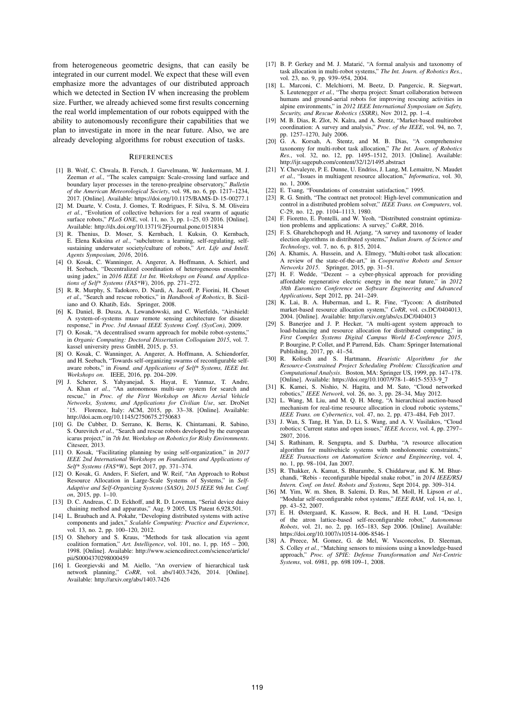from heterogeneous geometric designs, that can easily be integrated in our current model. We expect that these will even emphasize more the advantages of our distributed approach which we detected in Section IV when increasing the problem size. Further, we already achieved some first results concerning the real world implementation of our robots equipped with the ability to autonomously reconfigure their capabilities that we plan to investigate in more in the near future. Also, we are already developing algorithms for robust execution of tasks.

## References

[1] B. Wolf, C. Chwala, B. Fersch, J. Garvelmann, W. Junkermann, M. J. Zeeman *et al.*, "The scalex campaign: Scale-crossing land surface and boundary layer processes in the tereno-prealpine observatory," *Bulletin of the American Meteorological Society*, vol. 98, no. 6, pp. 1217–1234, 2017. [Online]. Available: https://doi.org/10.1175/BAMS-D-15-00277.1

[2] M. Duarte, V. Costa, J. Gomes, T. Rodrigues, F. Silva, S. M. Oliveira *et al.*, "Evolution of collective behaviors for a real swarm of aquatic surface robots," *PLoS ONE*, vol. 11, no. 3, pp. 1–25, 03 2016. [Online]. Available: http://dx.doi.org/10.1371%2Fjournal.pone.0151834

[3] R. Thenius, D. Moser, S. Kernbach, I. Kuksin, O. Kernbach, E. Elena Kuksina *et al.*, "subclutron: a learning, self-regulating, self-sustaining underwater society/culture of robots," *Art. Life and Intell. Agents Symposium, 2016*, 2016.

[4] O. Kosak, C. Wanninger, A. Angerer, A. Hoffmann, A. Schierl, and H. Seebach, "Decentralized coordination of heterogeneous ensembles using jadex," in *2016 IEEE 1st Int. Workshops on Found. and Applications of Self\* Systems (FAS\*W)*, 2016, pp. 271–272.

[5] R. R. Murphy, S. Tadokoro, D. Nardi, A. Jacoff, P. Fiorini, H. Choset *et al.*, "Search and rescue robotics," in *Handbook of Robotics*, B. Siciliano and O. Khatib, Eds. Springer, 2008.

[6] K. Daniel, B. Dusza, A. Lewandowski, and C. Wietfelds, "Airshield: A system-of-systems muav remote sensing architecture for disaster response," in *Proc. 3rd Annual IEEE Systems Conf. (SysCon)*, 2009.

[7] O. Kosak, "A decentralised swarm approach for mobile robot-systems," in *Organic Computing: Doctoral Dissertation Colloquium 2015*, vol. 7. kassel university press GmbH, 2015, p. 53.

[8] O. Kosak, C. Wanninger, A. Angerer, A. Hoffmann, A. Schiendorfer, and H. Seebach, "Towards self-organizing swarms of reconfigurable self-aware robots," in *Found. and Applications of Self\* Systems, IEEE Int. Workshops on*. IEEE, 2016, pp. 204–209.

[9] J. Scherer, S. Yahyanejad, S. Hayat, E. Yanmaz, T. Andre, A. Khan *et al.*, "An autonomous multi-uav system for search and rescue," in *Proc. of the First Workshop on Micro Aerial Vehicle Networks, Systems, and Applications for Civilian Use*, ser. DroNet '15. Florence, Italy: ACM, 2015, pp. 33–38. [Online]. Available: http://doi.acm.org/10.1145/2750675.2750683

[10] G. De Cubber, D. Serrano, K. Berns, K. Chintamani, R. Sabino, S. Ourevitch *et al.*, "Search and rescue robots developed by the european icarus project," in *7th Int. Workshop on Robotics for Risky Environments*. Citeseer, 2013.

[11] O. Kosak, "Facilitating planning by using self-organization," in *2017 IEEE 2nd International Workshops on Foundations and Applications of Self\* Systems (FAS\*W)*, Sept 2017, pp. 371–374.

[12] O. Kosak, G. Anders, F. Siefert, and W. Reif, "An Approach to Robust Resource Allocation in Large-Scale Systems of Systems," in *Self-Adaptive and Self-Organizing Systems (SASO), 2015 IEEE 9th Int. Conf. on*, 2015, pp. 1–10.

[13] D. C. Andreas, C. D. Eckhoff, and R. D. Loveman, "Serial device daisy chaining method and apparatus," Aug. 9 2005, US Patent 6,928,501.

[14] L. Braubach and A. Pokahr, "Developing distributed systems with active components and jadex," *Scalable Computing: Practice and Experience*, vol. 13, no. 2, pp. 100–120, 2012.

[15] O. Shehory and S. Kraus, "Methods for task allocation via agent coalition formation," *Art. Intelligence*, vol. 101, no. 1, pp. 165 – 200, 1998. [Online]. Available: http://www.sciencedirect.com/science/article/pii/S0004370298000459

[16] I. Georgievski and M. Aiello, "An overview of hierarchical task network planning," *CoRR*, vol. abs/1403.7426, 2014. [Online]. Available: http://arxiv.org/abs/1403.7426

[17] B. P. Gerkey and M. J. Matarić, "A formal analysis and taxonomy of task allocation in multi-robot systems," *The Int. Journ. of Robotics Res.*, vol. 23, no. 9, pp. 939–954, 2004.

[18] L. Marconi, C. Melchiorri, M. Beetz, D. Pangercic, R. Siegwart, S. Leutenegger *et al.*, "The sherpa project: Smart collaboration between humans and ground-aerial robots for improving rescuing activities in alpine environments," in *2012 IEEE International Symposium on Safety, Security, and Rescue Robotics (SSRR)*, Nov 2012, pp. 1–4.

[19] M. B. Dias, R. Zlot, N. Kalra, and A. Stentz, "Market-based multirobot coordination: A survey and analysis," *Proc. of the IEEE*, vol. 94, no. 7, pp. 1257–1270, July 2006.

[20] G. A. Korsah, A. Stentz, and M. B. Dias, "A comprehensive taxonomy for multi-robot task allocation," *The Int. Journ. of Robotics Res.*, vol. 32, no. 12, pp. 1495–1512, 2013. [Online]. Available: http://ijr.sagepub.com/content/32/12/1495.abstract

[21] Y. Chevaleyre, P. E. Dunne, U. Endriss, J. Lang, M. Lemaitre, N. Maudet *et al.*, "Issues in multiagent resource allocation," *Informatica*, vol. 30, no. 1, 2006.

[22] E. Tsang, "Foundations of constraint satisfaction," 1995.

[23] R. G. Smith, "The contract net protocol: High-level communication and control in a distributed problem solver," *IEEE Trans. on Computers*, vol. C-29, no. 12, pp. 1104–1113, 1980.

[24] F. Fioretto, E. Pontelli, and W. Yeoh, "Distributed constraint optimization problems and applications: A survey," *CoRR*, 2016.

[25] F. S. Gharehchopogh and H. Arjang, "A survey and taxonomy of leader election algorithms in distributed systems," *Indian Journ. of Science and Technology*, vol. 7, no. 6, p. 815, 2014.

[26] A. Khamis, A. Hussein, and A. Elmogy, "Multi-robot task allocation: A review of the state-of-the-art," in *Cooperative Robots and Sensor Networks 2015*. Springer, 2015, pp. 31–51.

[27] H. F. Wedde, "Dezent – a cyber-physical approach for providing affordable regenerative electric energy in the near future," in *2012 38th Euromicro Conference on Software Engineering and Advanced Applications*, Sept 2012, pp. 241–249.

[28] K. Lai, B. A. Huberman, and L. R. Fine, "Tycoon: A distributed market-based resource allocation system," *CoRR*, vol. cs.DC/0404013, 2004. [Online]. Available: http://arxiv.org/abs/cs.DC/0404013

[29] S. Banerjee and J. P. Hecker, "A multi-agent system approach to load-balancing and resource allocation for distributed computing," in *First Complex Systems Digital Campus World E-Conference 2015*, P. Bourgine, P. Collet, and P. Parrend, Eds. Cham: Springer International Publishing, 2017, pp. 41–54.

[30] R. Kolisch and S. Hartmann, *Heuristic Algorithms for the Resource-Constrained Project Scheduling Problem: Classification and Computational Analysis*. Boston, MA: Springer US, 1999, pp. 147–178. [Online]. Available: https://doi.org/10.1007/978-1-4615-5533-9_7

[31] K. Kamei, S. Nishio, N. Hagita, and M. Sato, "Cloud networked robotics," *IEEE Network*, vol. 26, no. 3, pp. 28–34, May 2012.

[32] L. Wang, M. Liu, and M. Q. H. Meng, "A hierarchical auction-based mechanism for real-time resource allocation in cloud robotic systems," *IEEE Trans. on Cybernetics*, vol. 47, no. 2, pp. 473–484, Feb 2017.

[33] J. Wan, S. Tang, H. Yan, D. Li, S. Wang, and A. V. Vasilakos, "Cloud robotics: Current status and open issues," *IEEE Access*, vol. 4, pp. 2797–2807, 2016.

[34] S. Rathinam, R. Sengupta, and S. Darbha, "A resource allocation algorithm for multivehicle systems with nonholonomic constraints," *IEEE Transactions on Automation Science and Engineering*, vol. 4, no. 1, pp. 98–104, Jan 2007.

[35] R. Thakker, A. Kamat, S. Bharambe, S. Chiddarwar, and K. M. Bhurchandi, "Rebis - reconfigurable bipedal snake robot," in *2014 IEEE/RSJ Intern. Conf. on Intel. Robots and Systems*, Sept 2014, pp. 309–314.

[36] M. Yim, W. m. Shen, B. Salemi, D. Rus, M. Moll, H. Lipson *et al.*, "Modular self-reconfigurable robot systems," *IEEE RAM*, vol. 14, no. 1, pp. 43–52, 2007.

[37] E. H. Østergaard, K. Kassow, R. Beck, and H. H. Lund, "Design of the atron lattice-based self-reconfigurable robot," *Autonomous Robots*, vol. 21, no. 2, pp. 165–183, Sep 2006. [Online]. Available: https://doi.org/10.1007/s10514-006-8546-1

[38] A. Preece, M. Gomez, G. de Mel, W. Vasconcelos, D. Sleeman, S. Colley *et al.*, "Matching sensors to missions using a knowledge-based approach," *Proc. of SPIE: Defense Transformation and Net-Centric Systems*, vol. 6981, pp. 698 109–1, 2008.